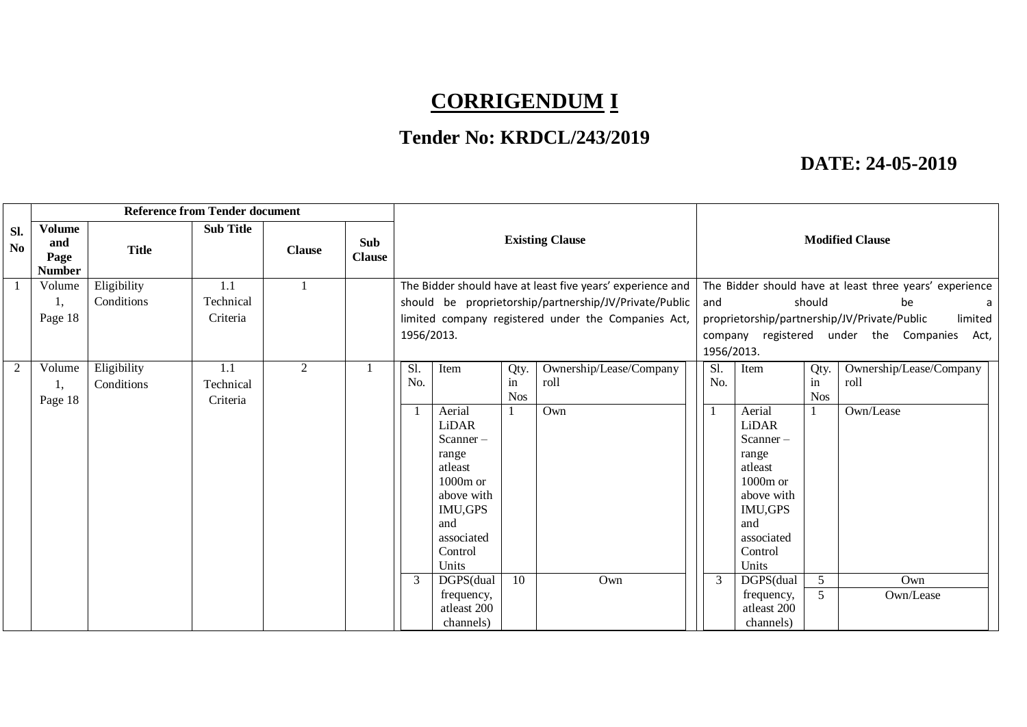# CORRIGENDUM I

## Tender No: KRDCL/243/2019

**DATE: 24-05-2019**

<table>
<tr><th rowspan="2">Sl. No</th><th colspan="5">Reference from Tender document</th><th rowspan="2">Existing Clause</th><th rowspan="2">Modified Clause</th></tr>
<tr><th>Volume and Page Number</th><th>Title</th><th>Sub Title</th><th>Clause</th><th>Sub Clause</th></tr>
<tr><td>1</td><td>Volume 1, Page 18</td><td>Eligibility Conditions</td><td>1.1 Technical Criteria</td><td>1</td><td></td><td>The Bidder should have at least five years' experience and should be proprietorship/partnership/JV/Private/Public limited company registered under the Companies Act, 1956/2013.</td><td>The Bidder should have at least three years' experience and should be a proprietorship/partnership/JV/Private/Public limited company registered under the Companies Act, 1956/2013.</td></tr>
<tr><td>2</td><td>Volume 1, Page 18</td><td>Eligibility Conditions</td><td>1.1 Technical Criteria</td><td>2</td><td>1</td><td><table><tr><th>Sl. No.</th><th>Item</th><th>Qty. in Nos</th><th>Ownership/Lease/Company roll</th></tr><tr><td>1</td><td>Aerial LiDAR Scanner – range atleast 1000m or above with IMU,GPS and associated Control Units</td><td>1</td><td>Own</td></tr><tr><td>3</td><td>DGPS(dual frequency, atleast 200 channels)</td><td>10</td><td>Own</td></tr></table></td><td><table><tr><th>Sl. No.</th><th>Item</th><th>Qty. in Nos</th><th>Ownership/Lease/Company roll</th></tr><tr><td>1</td><td>Aerial LiDAR Scanner – range atleast 1000m or above with IMU,GPS and associated Control Units</td><td>1</td><td>Own/Lease</td></tr><tr><td rowspan="2">3</td><td rowspan="2">DGPS(dual frequency, atleast 200 channels)</td><td>5</td><td>Own</td></tr><tr><td>5</td><td>Own/Lease</td></tr></table></td></tr>
</table>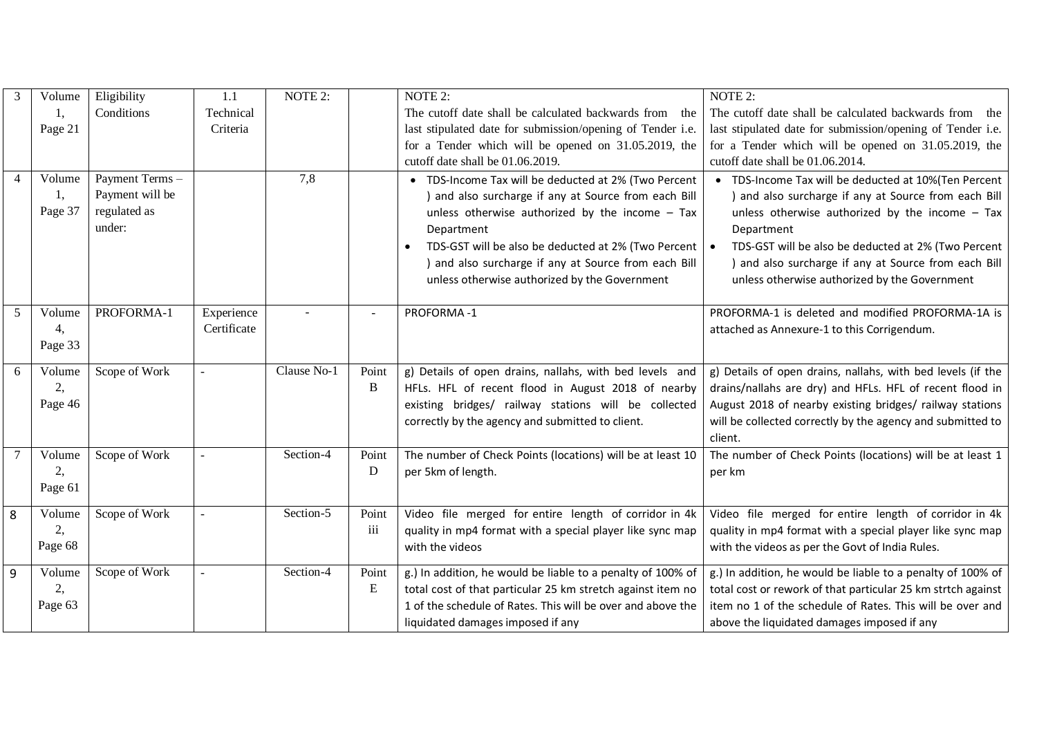| 3 | Volume 1, Page 21 | Eligibility Conditions | 1.1 Technical Criteria | NOTE 2: | | NOTE 2:<br>The cutoff date shall be calculated backwards from the last stipulated date for submission/opening of Tender i.e. for a Tender which will be opened on 31.05.2019, the cutoff date shall be 01.06.2019. | NOTE 2:<br>The cutoff date shall be calculated backwards from the last stipulated date for submission/opening of Tender i.e. for a Tender which will be opened on 31.05.2019, the cutoff date shall be 01.06.2014. |
|---|---|---|---|---|---|---|---|
| 4 | Volume 1, Page 37 | Payment Terms – Payment will be regulated as under: | | 7,8 | | • TDS-Income Tax will be deducted at 2% (Two Percent ) and also surcharge if any at Source from each Bill unless otherwise authorized by the income – Tax Department<br>• TDS-GST will be also be deducted at 2% (Two Percent ) and also surcharge if any at Source from each Bill unless otherwise authorized by the Government | • TDS-Income Tax will be deducted at 10%(Ten Percent ) and also surcharge if any at Source from each Bill unless otherwise authorized by the income – Tax Department<br>• TDS-GST will be also be deducted at 2% (Two Percent ) and also surcharge if any at Source from each Bill unless otherwise authorized by the Government |
| 5 | Volume 4, Page 33 | PROFORMA-1 | Experience Certificate | - | - | PROFORMA -1 | PROFORMA-1 is deleted and modified PROFORMA-1A is attached as Annexure-1 to this Corrigendum. |
| 6 | Volume 2, Page 46 | Scope of Work | - | Clause No-1 | Point B | g) Details of open drains, nallahs, with bed levels and HFLs. HFL of recent flood in August 2018 of nearby existing bridges/ railway stations will be collected correctly by the agency and submitted to client. | g) Details of open drains, nallahs, with bed levels (if the drains/nallahs are dry) and HFLs. HFL of recent flood in August 2018 of nearby existing bridges/ railway stations will be collected correctly by the agency and submitted to client. |
| 7 | Volume 2, Page 61 | Scope of Work | - | Section-4 | Point D | The number of Check Points (locations) will be at least 10 per 5km of length. | The number of Check Points (locations) will be at least 1 per km |
| 8 | Volume 2, Page 68 | Scope of Work | - | Section-5 | Point iii | Video file merged for entire length of corridor in 4k quality in mp4 format with a special player like sync map with the videos | Video file merged for entire length of corridor in 4k quality in mp4 format with a special player like sync map with the videos as per the Govt of India Rules. |
| 9 | Volume 2, Page 63 | Scope of Work | - | Section-4 | Point E | g.) In addition, he would be liable to a penalty of 100% of total cost of that particular 25 km stretch against item no 1 of the schedule of Rates. This will be over and above the liquidated damages imposed if any | g.) In addition, he would be liable to a penalty of 100% of total cost or rework of that particular 25 km strtch against item no 1 of the schedule of Rates. This will be over and above the liquidated damages imposed if any |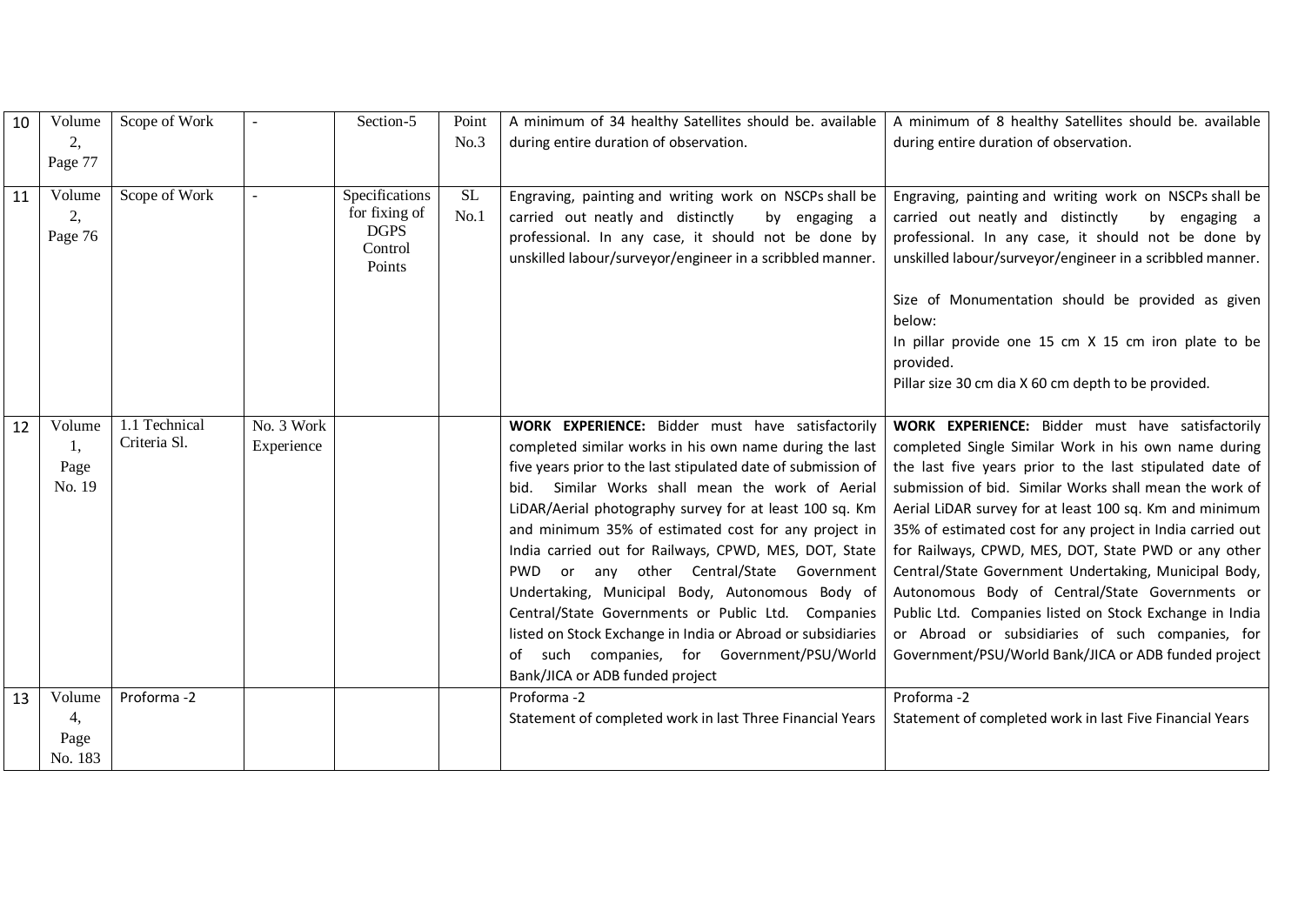| 10 | Volume 2, Page 77 | Scope of Work | - | Section-5 | Point No.3 | A minimum of 34 healthy Satellites should be. available during entire duration of observation. | A minimum of 8 healthy Satellites should be. available during entire duration of observation. |
|---|---|---|---|---|---|---|---|
| 11 | Volume 2, Page 76 | Scope of Work | - | Specifications for fixing of DGPS Control Points | SL No.1 | Engraving, painting and writing work on NSCPs shall be carried out neatly and distinctly by engaging a professional. In any case, it should not be done by unskilled labour/surveyor/engineer in a scribbled manner. | Engraving, painting and writing work on NSCPs shall be carried out neatly and distinctly by engaging a professional. In any case, it should not be done by unskilled labour/surveyor/engineer in a scribbled manner.<br><br>Size of Monumentation should be provided as given below:<br>In pillar provide one 15 cm X 15 cm iron plate to be provided.<br>Pillar size 30 cm dia X 60 cm depth to be provided. |
| 12 | Volume 1, Page No. 19 | 1.1 Technical Criteria Sl. | No. 3 Work Experience | | | **WORK EXPERIENCE:** Bidder must have satisfactorily completed similar works in his own name during the last five years prior to the last stipulated date of submission of bid. Similar Works shall mean the work of Aerial LiDAR/Aerial photography survey for at least 100 sq. Km and minimum 35% of estimated cost for any project in India carried out for Railways, CPWD, MES, DOT, State PWD or any other Central/State Government Undertaking, Municipal Body, Autonomous Body of Central/State Governments or Public Ltd. Companies listed on Stock Exchange in India or Abroad or subsidiaries of such companies, for Government/PSU/World Bank/JICA or ADB funded project | **WORK EXPERIENCE:** Bidder must have satisfactorily completed Single Similar Work in his own name during the last five years prior to the last stipulated date of submission of bid. Similar Works shall mean the work of Aerial LiDAR survey for at least 100 sq. Km and minimum 35% of estimated cost for any project in India carried out for Railways, CPWD, MES, DOT, State PWD or any other Central/State Government Undertaking, Municipal Body, Autonomous Body of Central/State Governments or Public Ltd. Companies listed on Stock Exchange in India or Abroad or subsidiaries of such companies, for Government/PSU/World Bank/JICA or ADB funded project |
| 13 | Volume 4, Page No. 183 | Proforma -2 | | | | Proforma -2<br>Statement of completed work in last Three Financial Years | Proforma -2<br>Statement of completed work in last Five Financial Years |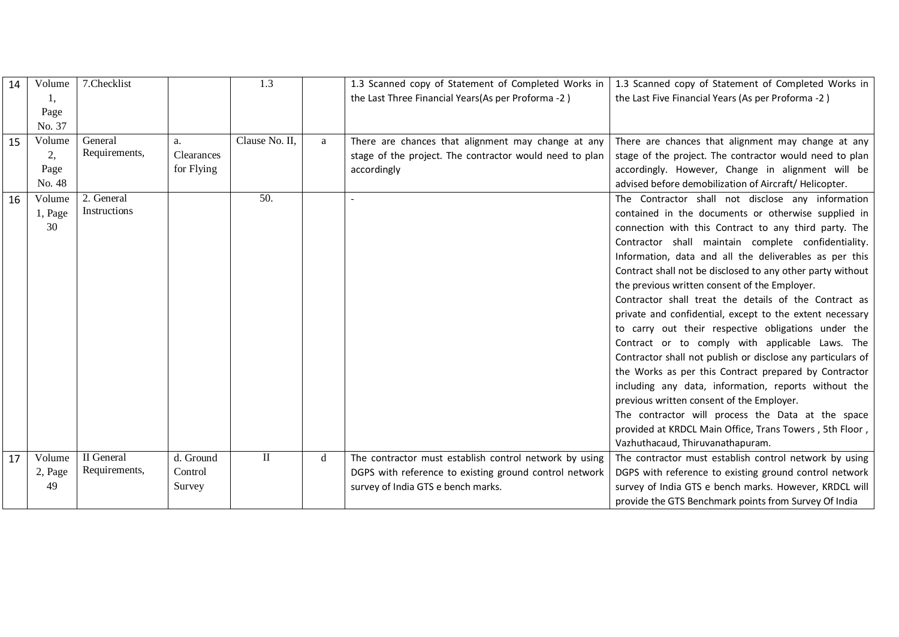| 14 | Volume 1, Page No. 37 | 7.Checklist | | 1.3 | | 1.3 Scanned copy of Statement of Completed Works in the Last Three Financial Years(As per Proforma -2 ) | 1.3 Scanned copy of Statement of Completed Works in the Last Five Financial Years (As per Proforma -2 ) |
|---|---|---|---|---|---|---|---|
| 15 | Volume 2, Page No. 48 | General Requirements, | a. Clearances for Flying | Clause No. II, | a | There are chances that alignment may change at any stage of the project. The contractor would need to plan accordingly | There are chances that alignment may change at any stage of the project. The contractor would need to plan accordingly. However, Change in alignment will be advised before demobilization of Aircraft/ Helicopter. |
| 16 | Volume 1, Page 30 | 2. General Instructions | | 50. | | - | The Contractor shall not disclose any information contained in the documents or otherwise supplied in connection with this Contract to any third party. The Contractor shall maintain complete confidentiality. Information, data and all the deliverables as per this Contract shall not be disclosed to any other party without the previous written consent of the Employer.<br>Contractor shall treat the details of the Contract as private and confidential, except to the extent necessary to carry out their respective obligations under the Contract or to comply with applicable Laws. The Contractor shall not publish or disclose any particulars of the Works as per this Contract prepared by Contractor including any data, information, reports without the previous written consent of the Employer.<br>The contractor will process the Data at the space provided at KRDCL Main Office, Trans Towers , 5th Floor , Vazhuthacaud, Thiruvanathapuram. |
| 17 | Volume 2, Page 49 | II General Requirements, | d. Ground Control Survey | II | d | The contractor must establish control network by using DGPS with reference to existing ground control network survey of India GTS e bench marks. | The contractor must establish control network by using DGPS with reference to existing ground control network survey of India GTS e bench marks. However, KRDCL will provide the GTS Benchmark points from Survey Of India |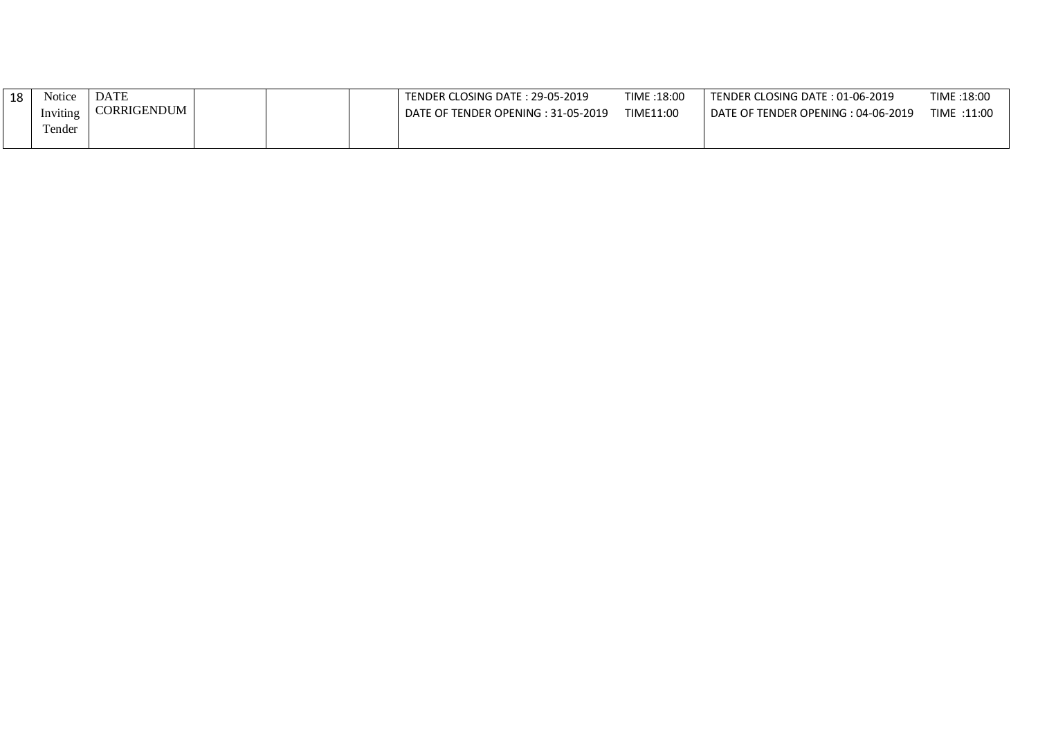| 18 | Notice Inviting Tender | DATE CORRIGENDUM | | | | TENDER CLOSING DATE : 29-05-2019 TIME :18:00<br>DATE OF TENDER OPENING : 31-05-2019 TIME11:00 | TENDER CLOSING DATE : 01-06-2019 TIME :18:00<br>DATE OF TENDER OPENING : 04-06-2019 TIME :11:00 |
|---|---|---|---|---|---|---|---|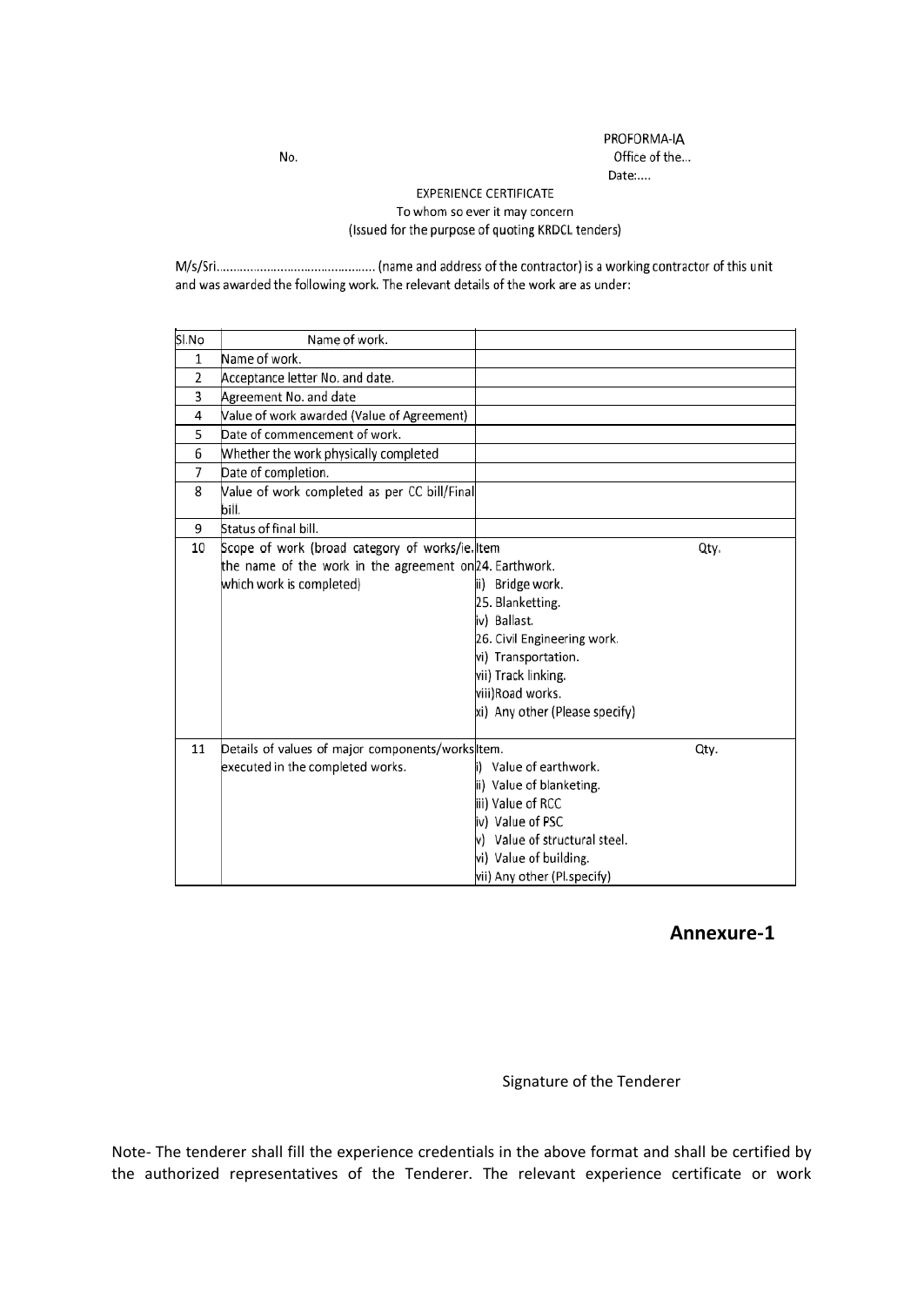PROFORMA-IA

No. Office of the...

Date:....

EXPERIENCE CERTIFICATE

To whom so ever it may concern

(Issued for the purpose of quoting KRDCL tenders)

M/s/Sri............................................ (name and address of the contractor) is a working contractor of this unit and was awarded the following work. The relevant details of the work are as under:

| Sl.No | Name of work. | |
|---|---|---|
| 1 | Name of work. | |
| 2 | Acceptance letter No. and date. | |
| 3 | Agreement No. and date | |
| 4 | Value of work awarded (Value of Agreement) | |
| 5 | Date of commencement of work. | |
| 6 | Whether the work physically completed | |
| 7 | Date of completion. | |
| 8 | Value of work completed as per CC bill/Final bill. | |
| 9 | Status of final bill. | |
| 10 | Scope of work (broad category of works/ie. the name of the work in the agreement on which work is completed) | Item Qty.<br>24. Earthwork.<br>ii) Bridge work.<br>25. Blanketting.<br>iv) Ballast.<br>26. Civil Engineering work.<br>vi) Transportation.<br>vii) Track linking.<br>viii)Road works.<br>xi) Any other (Please specify) |
| 11 | Details of values of major components/works executed in the completed works. | Item. Qty.<br>i) Value of earthwork.<br>ii) Value of blanketing.<br>iii) Value of RCC<br>iv) Value of PSC<br>v) Value of structural steel.<br>vi) Value of building.<br>vii) Any other (Pl.specify) |

**Annexure-1**

Signature of the Tenderer

Note- The tenderer shall fill the experience credentials in the above format and shall be certified by the authorized representatives of the Tenderer. The relevant experience certificate or work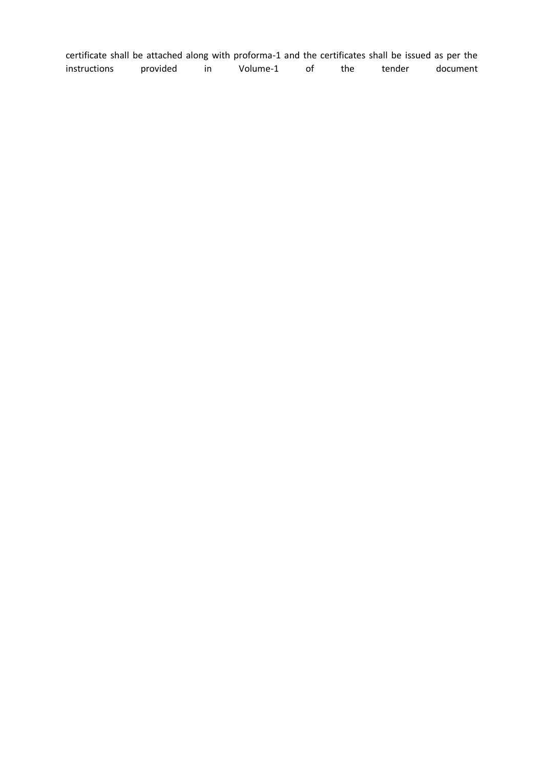certificate shall be attached along with proforma-1 and the certificates shall be issued as per the instructions provided in Volume-1 of the tender document